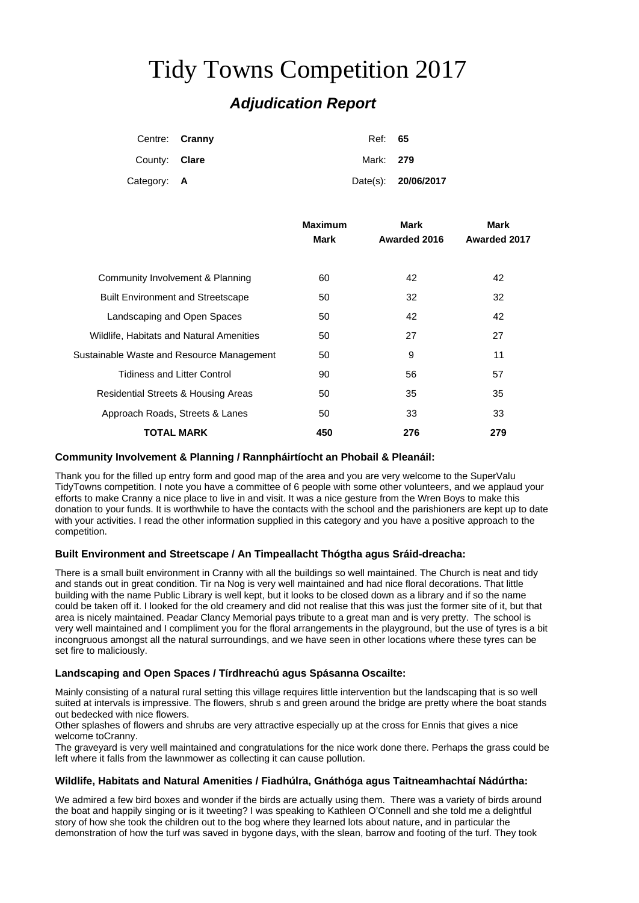# Tidy Towns Competition 2017

## *Adjudication Report*

| | | | |
|---|---|---|---|
| Centre: | **Cranny** | Ref: | **65** |
| County: | **Clare** | Mark: | **279** |
| Category: | **A** | Date(s): | **20/06/2017** |

| | Maximum Mark | Mark Awarded 2016 | Mark Awarded 2017 |
|---|---|---|---|
| Community Involvement & Planning | 60 | 42 | 42 |
| Built Environment and Streetscape | 50 | 32 | 32 |
| Landscaping and Open Spaces | 50 | 42 | 42 |
| Wildlife, Habitats and Natural Amenities | 50 | 27 | 27 |
| Sustainable Waste and Resource Management | 50 | 9 | 11 |
| Tidiness and Litter Control | 90 | 56 | 57 |
| Residential Streets & Housing Areas | 50 | 35 | 35 |
| Approach Roads, Streets & Lanes | 50 | 33 | 33 |
| **TOTAL MARK** | **450** | **276** | **279** |

### Community Involvement & Planning / Rannpháirtíocht an Phobail & Pleanáil:

Thank you for the filled up entry form and good map of the area and you are very welcome to the SuperValu TidyTowns competition. I note you have a committee of 6 people with some other volunteers, and we applaud your efforts to make Cranny a nice place to live in and visit. It was a nice gesture from the Wren Boys to make this donation to your funds. It is worthwhile to have the contacts with the school and the parishioners are kept up to date with your activities. I read the other information supplied in this category and you have a positive approach to the competition.

### Built Environment and Streetscape / An Timpeallacht Thógtha agus Sráid-dreacha:

There is a small built environment in Cranny with all the buildings so well maintained. The Church is neat and tidy and stands out in great condition. Tir na Nog is very well maintained and had nice floral decorations. That little building with the name Public Library is well kept, but it looks to be closed down as a library and if so the name could be taken off it. I looked for the old creamery and did not realise that this was just the former site of it, but that area is nicely maintained. Peadar Clancy Memorial pays tribute to a great man and is very pretty. The school is very well maintained and I compliment you for the floral arrangements in the playground, but the use of tyres is a bit incongruous amongst all the natural surroundings, and we have seen in other locations where these tyres can be set fire to maliciously.

### Landscaping and Open Spaces / Tírdhreachú agus Spásanna Oscailte:

Mainly consisting of a natural rural setting this village requires little intervention but the landscaping that is so well suited at intervals is impressive. The flowers, shrub s and green around the bridge are pretty where the boat stands out bedecked with nice flowers.
Other splashes of flowers and shrubs are very attractive especially up at the cross for Ennis that gives a nice welcome toCranny.
The graveyard is very well maintained and congratulations for the nice work done there. Perhaps the grass could be left where it falls from the lawnmower as collecting it can cause pollution.

### Wildlife, Habitats and Natural Amenities / Fiadhúlra, Gnáthóga agus Taitneamhachtaí Nádúrtha:

We admired a few bird boxes and wonder if the birds are actually using them. There was a variety of birds around the boat and happily singing or is it tweeting? I was speaking to Kathleen O'Connell and she told me a delightful story of how she took the children out to the bog where they learned lots about nature, and in particular the demonstration of how the turf was saved in bygone days, with the slean, barrow and footing of the turf. They took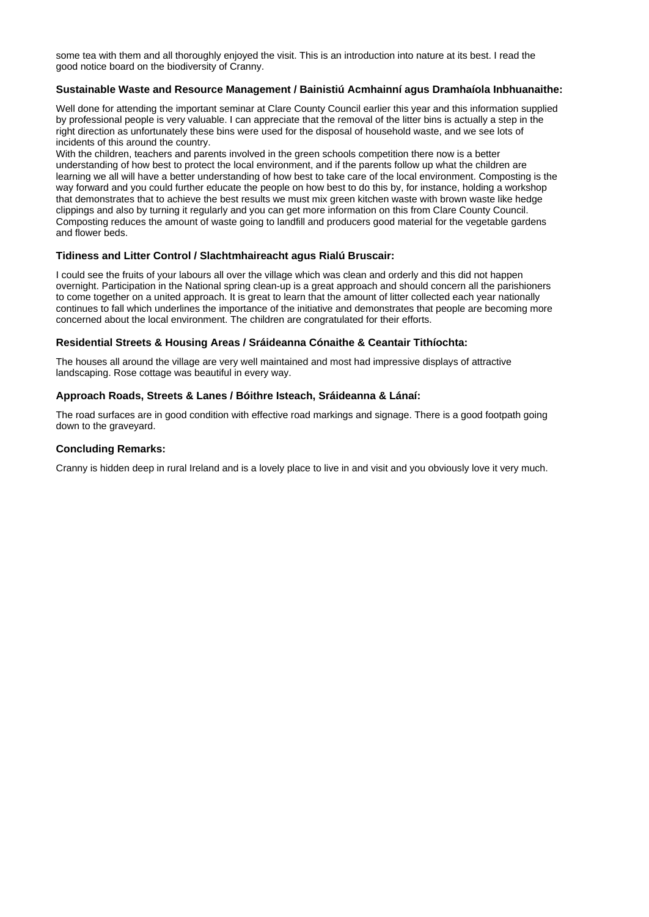some tea with them and all thoroughly enjoyed the visit. This is an introduction into nature at its best. I read the good notice board on the biodiversity of Cranny.

### Sustainable Waste and Resource Management / Bainistiú Acmhainní agus Dramhaíola Inbhuanaithe:

Well done for attending the important seminar at Clare County Council earlier this year and this information supplied by professional people is very valuable. I can appreciate that the removal of the litter bins is actually a step in the right direction as unfortunately these bins were used for the disposal of household waste, and we see lots of incidents of this around the country.
With the children, teachers and parents involved in the green schools competition there now is a better understanding of how best to protect the local environment, and if the parents follow up what the children are learning we all will have a better understanding of how best to take care of the local environment. Composting is the way forward and you could further educate the people on how best to do this by, for instance, holding a workshop that demonstrates that to achieve the best results we must mix green kitchen waste with brown waste like hedge clippings and also by turning it regularly and you can get more information on this from Clare County Council. Composting reduces the amount of waste going to landfill and producers good material for the vegetable gardens and flower beds.

### Tidiness and Litter Control / Slachtmhaireacht agus Rialú Bruscair:

I could see the fruits of your labours all over the village which was clean and orderly and this did not happen overnight. Participation in the National spring clean-up is a great approach and should concern all the parishioners to come together on a united approach. It is great to learn that the amount of litter collected each year nationally continues to fall which underlines the importance of the initiative and demonstrates that people are becoming more concerned about the local environment. The children are congratulated for their efforts.

### Residential Streets & Housing Areas / Sráideanna Cónaithe & Ceantair Tithíochta:

The houses all around the village are very well maintained and most had impressive displays of attractive landscaping. Rose cottage was beautiful in every way.

### Approach Roads, Streets & Lanes / Bóithre Isteach, Sráideanna & Lánaí:

The road surfaces are in good condition with effective road markings and signage. There is a good footpath going down to the graveyard.

### Concluding Remarks:

Cranny is hidden deep in rural Ireland and is a lovely place to live in and visit and you obviously love it very much.